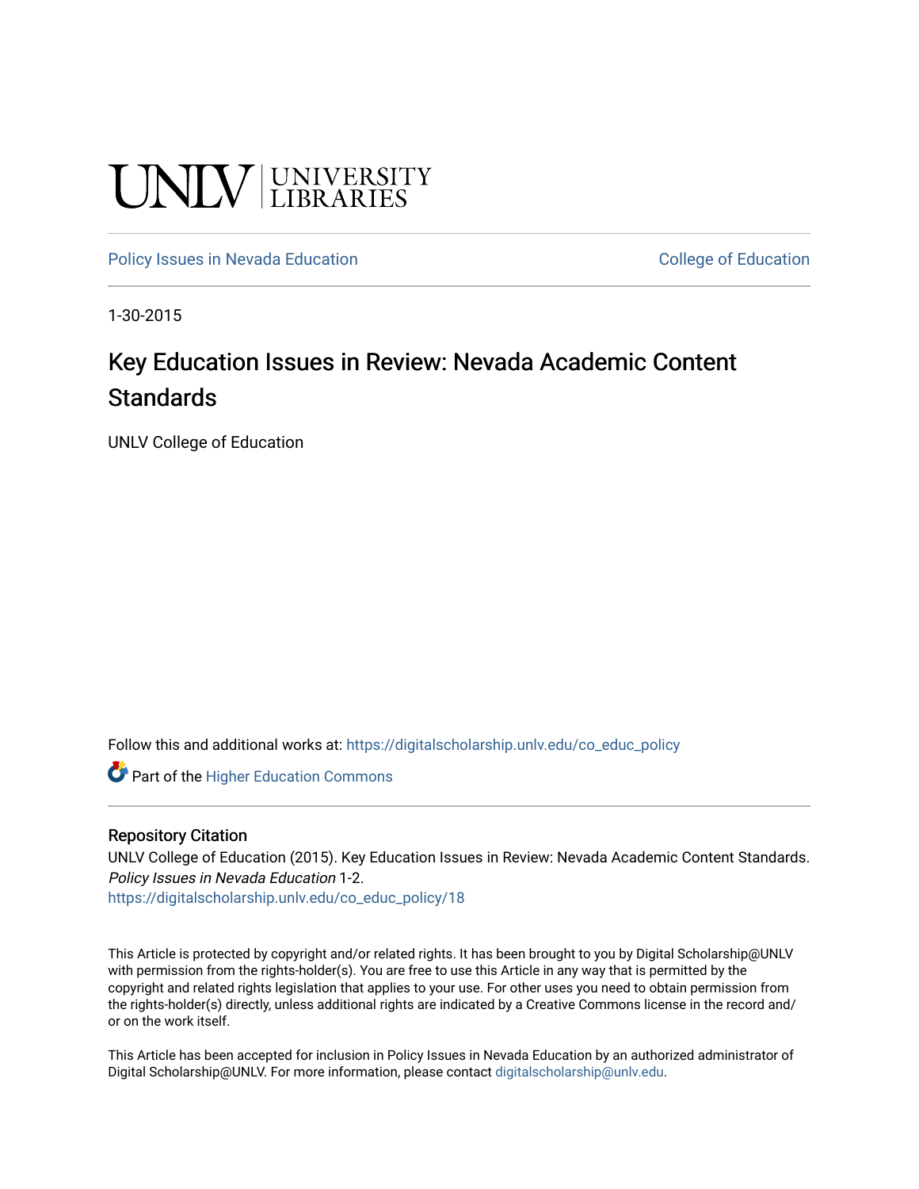UNLV | UNIVERSITY LIBRARIES

Policy Issues in Nevada Education | College of Education

1-30-2015

# Key Education Issues in Review: Nevada Academic Content Standards

UNLV College of Education

Follow this and additional works at: https://digitalscholarship.unlv.edu/co_educ_policy

Part of the Higher Education Commons

## Repository Citation

UNLV College of Education (2015). Key Education Issues in Review: Nevada Academic Content Standards. *Policy Issues in Nevada Education* 1-2.
https://digitalscholarship.unlv.edu/co_educ_policy/18

This Article is protected by copyright and/or related rights. It has been brought to you by Digital Scholarship@UNLV with permission from the rights-holder(s). You are free to use this Article in any way that is permitted by the copyright and related rights legislation that applies to your use. For other uses you need to obtain permission from the rights-holder(s) directly, unless additional rights are indicated by a Creative Commons license in the record and/or on the work itself.

This Article has been accepted for inclusion in Policy Issues in Nevada Education by an authorized administrator of Digital Scholarship@UNLV. For more information, please contact digitalscholarship@unlv.edu.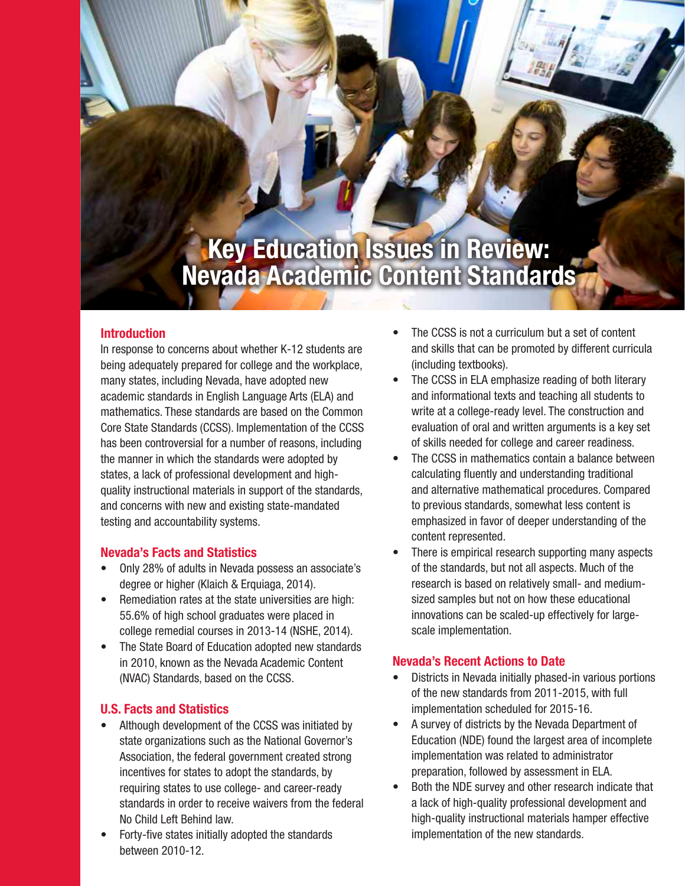# Key Education Issues in Review: Nevada Academic Content Standards

## Introduction

In response to concerns about whether K-12 students are being adequately prepared for college and the workplace, many states, including Nevada, have adopted new academic standards in English Language Arts (ELA) and mathematics. These standards are based on the Common Core State Standards (CCSS). Implementation of the CCSS has been controversial for a number of reasons, including the manner in which the standards were adopted by states, a lack of professional development and high-quality instructional materials in support of the standards, and concerns with new and existing state-mandated testing and accountability systems.

## Nevada's Facts and Statistics

- Only 28% of adults in Nevada possess an associate's degree or higher (Klaich & Erquiaga, 2014).
- Remediation rates at the state universities are high: 55.6% of high school graduates were placed in college remedial courses in 2013-14 (NSHE, 2014).
- The State Board of Education adopted new standards in 2010, known as the Nevada Academic Content (NVAC) Standards, based on the CCSS.

## U.S. Facts and Statistics

- Although development of the CCSS was initiated by state organizations such as the National Governor's Association, the federal government created strong incentives for states to adopt the standards, by requiring states to use college- and career-ready standards in order to receive waivers from the federal No Child Left Behind law.
- Forty-five states initially adopted the standards between 2010-12.
- The CCSS is not a curriculum but a set of content and skills that can be promoted by different curricula (including textbooks).
- The CCSS in ELA emphasize reading of both literary and informational texts and teaching all students to write at a college-ready level. The construction and evaluation of oral and written arguments is a key set of skills needed for college and career readiness.
- The CCSS in mathematics contain a balance between calculating fluently and understanding traditional and alternative mathematical procedures. Compared to previous standards, somewhat less content is emphasized in favor of deeper understanding of the content represented.
- There is empirical research supporting many aspects of the standards, but not all aspects. Much of the research is based on relatively small- and medium-sized samples but not on how these educational innovations can be scaled-up effectively for large-scale implementation.

## Nevada's Recent Actions to Date

- Districts in Nevada initially phased-in various portions of the new standards from 2011-2015, with full implementation scheduled for 2015-16.
- A survey of districts by the Nevada Department of Education (NDE) found the largest area of incomplete implementation was related to administrator preparation, followed by assessment in ELA.
- Both the NDE survey and other research indicate that a lack of high-quality professional development and high-quality instructional materials hamper effective implementation of the new standards.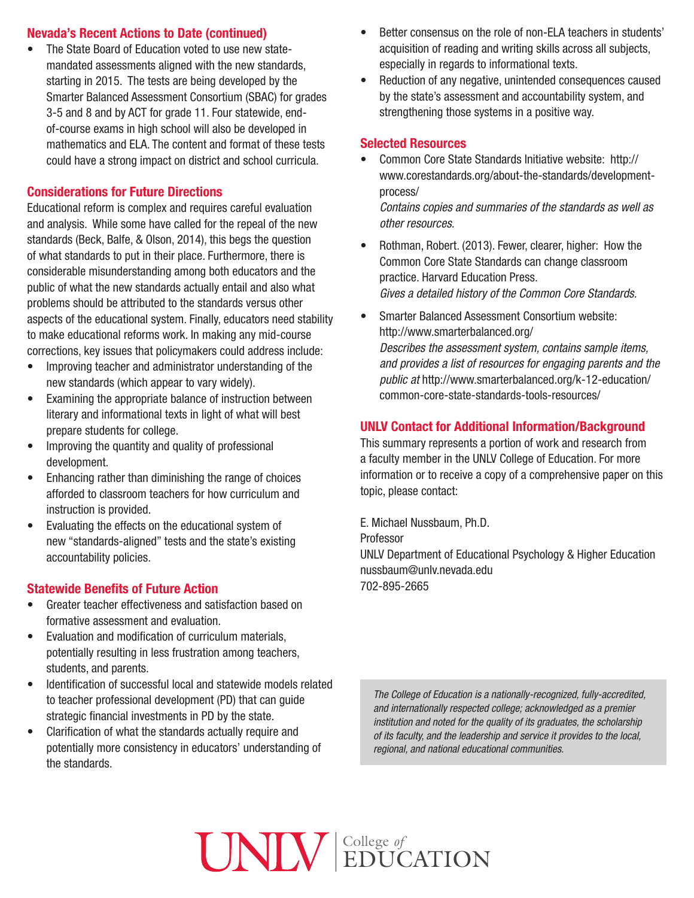## Nevada's Recent Actions to Date (continued)

- The State Board of Education voted to use new state-mandated assessments aligned with the new standards, starting in 2015. The tests are being developed by the Smarter Balanced Assessment Consortium (SBAC) for grades 3-5 and 8 and by ACT for grade 11. Four statewide, end-of-course exams in high school will also be developed in mathematics and ELA. The content and format of these tests could have a strong impact on district and school curricula.

## Considerations for Future Directions

Educational reform is complex and requires careful evaluation and analysis. While some have called for the repeal of the new standards (Beck, Balfe, & Olson, 2014), this begs the question of what standards to put in their place. Furthermore, there is considerable misunderstanding among both educators and the public of what the new standards actually entail and also what problems should be attributed to the standards versus other aspects of the educational system. Finally, educators need stability to make educational reforms work. In making any mid-course corrections, key issues that policymakers could address include:

- Improving teacher and administrator understanding of the new standards (which appear to vary widely).
- Examining the appropriate balance of instruction between literary and informational texts in light of what will best prepare students for college.
- Improving the quantity and quality of professional development.
- Enhancing rather than diminishing the range of choices afforded to classroom teachers for how curriculum and instruction is provided.
- Evaluating the effects on the educational system of new "standards-aligned" tests and the state's existing accountability policies.

## Statewide Benefits of Future Action

- Greater teacher effectiveness and satisfaction based on formative assessment and evaluation.
- Evaluation and modification of curriculum materials, potentially resulting in less frustration among teachers, students, and parents.
- Identification of successful local and statewide models related to teacher professional development (PD) that can guide strategic financial investments in PD by the state.
- Clarification of what the standards actually require and potentially more consistency in educators' understanding of the standards.
- Better consensus on the role of non-ELA teachers in students' acquisition of reading and writing skills across all subjects, especially in regards to informational texts.
- Reduction of any negative, unintended consequences caused by the state's assessment and accountability system, and strengthening those systems in a positive way.

## Selected Resources

- Common Core State Standards Initiative website: http://www.corestandards.org/about-the-standards/development-process/
  *Contains copies and summaries of the standards as well as other resources.*
- Rothman, Robert. (2013). Fewer, clearer, higher: How the Common Core State Standards can change classroom practice. Harvard Education Press.
  *Gives a detailed history of the Common Core Standards.*
- Smarter Balanced Assessment Consortium website: http://www.smarterbalanced.org/
  *Describes the assessment system, contains sample items, and provides a list of resources for engaging parents and the public at* http://www.smarterbalanced.org/k-12-education/common-core-state-standards-tools-resources/

## UNLV Contact for Additional Information/Background

This summary represents a portion of work and research from a faculty member in the UNLV College of Education. For more information or to receive a copy of a comprehensive paper on this topic, please contact:

E. Michael Nussbaum, Ph.D.
Professor
UNLV Department of Educational Psychology & Higher Education
nussbaum@unlv.nevada.edu
702-895-2665

*The College of Education is a nationally-recognized, fully-accredited, and internationally respected college; acknowledged as a premier institution and noted for the quality of its graduates, the scholarship of its faculty, and the leadership and service it provides to the local, regional, and national educational communities.*

UNLV College of EDUCATION